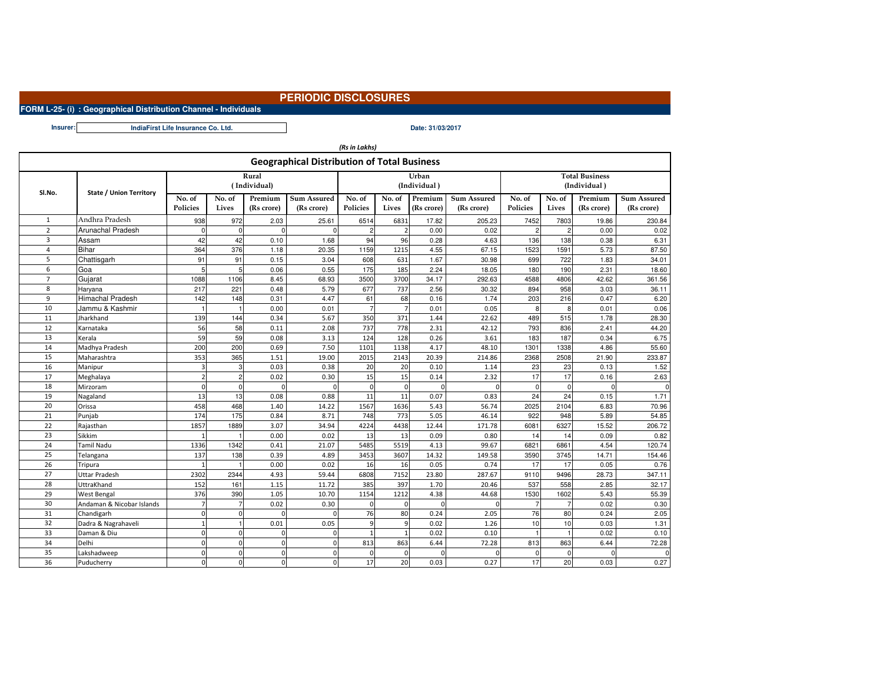# PERIODIC DISCLOSURES

**FORM L-25- (i) : Geographical Distribution Channel - Individuals**

**Insurer:** IndiaFirst Life Insurance Co. Ltd.

**Date: 31/03/2017**

*(Rs in Lakhs)*

## Geographical Distribution of Total Business

| Sl.No. | State / Union Territory | Rural (Individual) | | | | Urban (Individual) | | | | Total Business (Individual) | | | |
|---|---|---|---|---|---|---|---|---|---|---|---|---|---|
| | | No. of Policies | No. of Lives | Premium (Rs crore) | Sum Assured (Rs crore) | No. of Policies | No. of Lives | Premium (Rs crore) | Sum Assured (Rs crore) | No. of Policies | No. of Lives | Premium (Rs crore) | Sum Assured (Rs crore) |
| 1 | Andhra Pradesh | 938 | 972 | 2.03 | 25.61 | 6514 | 6831 | 17.82 | 205.23 | 7452 | 7803 | 19.86 | 230.84 |
| 2 | Arunachal Pradesh | 0 | 0 | 0 | 0 | 2 | 2 | 0.00 | 0.02 | 2 | 2 | 0.00 | 0.02 |
| 3 | Assam | 42 | 42 | 0.10 | 1.68 | 94 | 96 | 0.28 | 4.63 | 136 | 138 | 0.38 | 6.31 |
| 4 | Bihar | 364 | 376 | 1.18 | 20.35 | 1159 | 1215 | 4.55 | 67.15 | 1523 | 1591 | 5.73 | 87.50 |
| 5 | Chattisgarh | 91 | 91 | 0.15 | 3.04 | 608 | 631 | 1.67 | 30.98 | 699 | 722 | 1.83 | 34.01 |
| 6 | Goa | 5 | 5 | 0.06 | 0.55 | 175 | 185 | 2.24 | 18.05 | 180 | 190 | 2.31 | 18.60 |
| 7 | Gujarat | 1088 | 1106 | 8.45 | 68.93 | 3500 | 3700 | 34.17 | 292.63 | 4588 | 4806 | 42.62 | 361.56 |
| 8 | Haryana | 217 | 221 | 0.48 | 5.79 | 677 | 737 | 2.56 | 30.32 | 894 | 958 | 3.03 | 36.11 |
| 9 | Himachal Pradesh | 142 | 148 | 0.31 | 4.47 | 61 | 68 | 0.16 | 1.74 | 203 | 216 | 0.47 | 6.20 |
| 10 | Jammu & Kashmir | 1 | 1 | 0.00 | 0.01 | 7 | 7 | 0.01 | 0.05 | 8 | 8 | 0.01 | 0.06 |
| 11 | Jharkhand | 139 | 144 | 0.34 | 5.67 | 350 | 371 | 1.44 | 22.62 | 489 | 515 | 1.78 | 28.30 |
| 12 | Karnataka | 56 | 58 | 0.11 | 2.08 | 737 | 778 | 2.31 | 42.12 | 793 | 836 | 2.41 | 44.20 |
| 13 | Kerala | 59 | 59 | 0.08 | 3.13 | 124 | 128 | 0.26 | 3.61 | 183 | 187 | 0.34 | 6.75 |
| 14 | Madhya Pradesh | 200 | 200 | 0.69 | 7.50 | 1101 | 1138 | 4.17 | 48.10 | 1301 | 1338 | 4.86 | 55.60 |
| 15 | Maharashtra | 353 | 365 | 1.51 | 19.00 | 2015 | 2143 | 20.39 | 214.86 | 2368 | 2508 | 21.90 | 233.87 |
| 16 | Manipur | 3 | 3 | 0.03 | 0.38 | 20 | 20 | 0.10 | 1.14 | 23 | 23 | 0.13 | 1.52 |
| 17 | Meghalaya | 2 | 2 | 0.02 | 0.30 | 15 | 15 | 0.14 | 2.32 | 17 | 17 | 0.16 | 2.63 |
| 18 | Mirzoram | 0 | 0 | 0 | 0 | 0 | 0 | 0 | 0 | 0 | 0 | 0 | 0 |
| 19 | Nagaland | 13 | 13 | 0.08 | 0.88 | 11 | 11 | 0.07 | 0.83 | 24 | 24 | 0.15 | 1.71 |
| 20 | Orissa | 458 | 468 | 1.40 | 14.22 | 1567 | 1636 | 5.43 | 56.74 | 2025 | 2104 | 6.83 | 70.96 |
| 21 | Punjab | 174 | 175 | 0.84 | 8.71 | 748 | 773 | 5.05 | 46.14 | 922 | 948 | 5.89 | 54.85 |
| 22 | Rajasthan | 1857 | 1889 | 3.07 | 34.94 | 4224 | 4438 | 12.44 | 171.78 | 6081 | 6327 | 15.52 | 206.72 |
| 23 | Sikkim | 1 | 1 | 0.00 | 0.02 | 13 | 13 | 0.09 | 0.80 | 14 | 14 | 0.09 | 0.82 |
| 24 | Tamil Nadu | 1336 | 1342 | 0.41 | 21.07 | 5485 | 5519 | 4.13 | 99.67 | 6821 | 6861 | 4.54 | 120.74 |
| 25 | Telangana | 137 | 138 | 0.39 | 4.89 | 3453 | 3607 | 14.32 | 149.58 | 3590 | 3745 | 14.71 | 154.46 |
| 26 | Tripura | 1 | 1 | 0.00 | 0.02 | 16 | 16 | 0.05 | 0.74 | 17 | 17 | 0.05 | 0.76 |
| 27 | Uttar Pradesh | 2302 | 2344 | 4.93 | 59.44 | 6808 | 7152 | 23.80 | 287.67 | 9110 | 9496 | 28.73 | 347.11 |
| 28 | UttraKhand | 152 | 161 | 1.15 | 11.72 | 385 | 397 | 1.70 | 20.46 | 537 | 558 | 2.85 | 32.17 |
| 29 | West Bengal | 376 | 390 | 1.05 | 10.70 | 1154 | 1212 | 4.38 | 44.68 | 1530 | 1602 | 5.43 | 55.39 |
| 30 | Andaman & Nicobar Islands | 7 | 7 | 0.02 | 0.30 | 0 | 0 | 0 | 0 | 7 | 7 | 0.02 | 0.30 |
| 31 | Chandigarh | 0 | 0 | 0 | 0 | 76 | 80 | 0.24 | 2.05 | 76 | 80 | 0.24 | 2.05 |
| 32 | Dadra & Nagrahaveli | 1 | 1 | 0.01 | 0.05 | 9 | 9 | 0.02 | 1.26 | 10 | 10 | 0.03 | 1.31 |
| 33 | Daman & Diu | 0 | 0 | 0 | 0 | 1 | 1 | 0.02 | 0.10 | 1 | 1 | 0.02 | 0.10 |
| 34 | Delhi | 0 | 0 | 0 | 0 | 813 | 863 | 6.44 | 72.28 | 813 | 863 | 6.44 | 72.28 |
| 35 | Lakshadweep | 0 | 0 | 0 | 0 | 0 | 0 | 0 | 0 | 0 | 0 | 0 | 0 |
| 36 | Puducherry | 0 | 0 | 0 | 0 | 17 | 20 | 0.03 | 0.27 | 17 | 20 | 0.03 | 0.27 |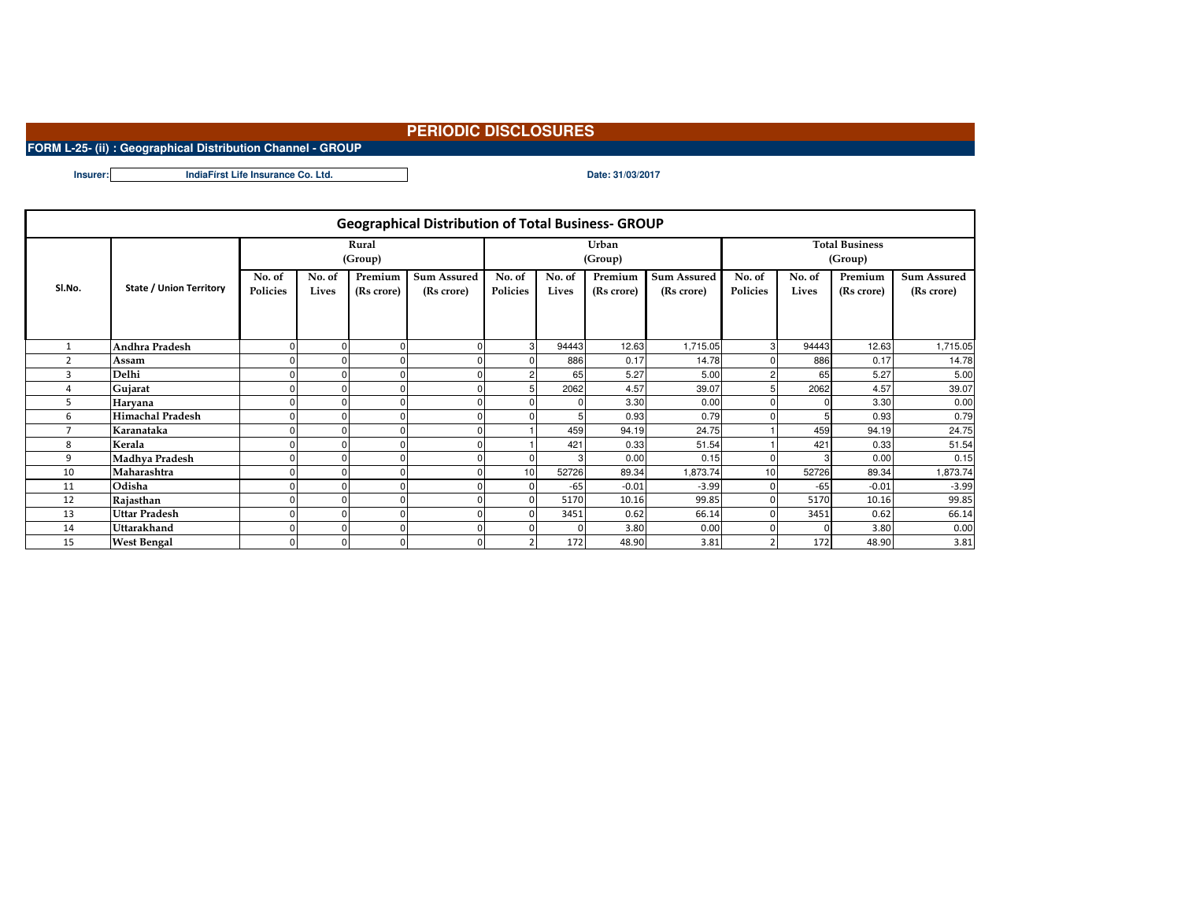# PERIODIC DISCLOSURES

**FORM L-25- (ii) : Geographical Distribution Channel - GROUP**

**Insurer:** IndiaFirst Life Insurance Co. Ltd.

**Date: 31/03/2017**

## Geographical Distribution of Total Business- GROUP

| Sl.No. | State / Union Territory | Rural (Group) | | | | Urban (Group) | | | | Total Business (Group) | | | |
|---|---|---|---|---|---|---|---|---|---|---|---|---|---|
| | | No. of Policies | No. of Lives | Premium (Rs crore) | Sum Assured (Rs crore) | No. of Policies | No. of Lives | Premium (Rs crore) | Sum Assured (Rs crore) | No. of Policies | No. of Lives | Premium (Rs crore) | Sum Assured (Rs crore) |
| 1 | Andhra Pradesh | 0 | 0 | 0 | 0 | 3 | 94443 | 12.63 | 1,715.05 | 3 | 94443 | 12.63 | 1,715.05 |
| 2 | Assam | 0 | 0 | 0 | 0 | 0 | 886 | 0.17 | 14.78 | 0 | 886 | 0.17 | 14.78 |
| 3 | Delhi | 0 | 0 | 0 | 0 | 2 | 65 | 5.27 | 5.00 | 2 | 65 | 5.27 | 5.00 |
| 4 | Gujarat | 0 | 0 | 0 | 0 | 5 | 2062 | 4.57 | 39.07 | 5 | 2062 | 4.57 | 39.07 |
| 5 | Haryana | 0 | 0 | 0 | 0 | 0 | 0 | 3.30 | 0.00 | 0 | 0 | 3.30 | 0.00 |
| 6 | Himachal Pradesh | 0 | 0 | 0 | 0 | 0 | 5 | 0.93 | 0.79 | 0 | 5 | 0.93 | 0.79 |
| 7 | Karanataka | 0 | 0 | 0 | 0 | 1 | 459 | 94.19 | 24.75 | 1 | 459 | 94.19 | 24.75 |
| 8 | Kerala | 0 | 0 | 0 | 0 | 1 | 421 | 0.33 | 51.54 | 1 | 421 | 0.33 | 51.54 |
| 9 | Madhya Pradesh | 0 | 0 | 0 | 0 | 0 | 3 | 0.00 | 0.15 | 0 | 3 | 0.00 | 0.15 |
| 10 | Maharashtra | 0 | 0 | 0 | 0 | 10 | 52726 | 89.34 | 1,873.74 | 10 | 52726 | 89.34 | 1,873.74 |
| 11 | Odisha | 0 | 0 | 0 | 0 | 0 | -65 | -0.01 | -3.99 | 0 | -65 | -0.01 | -3.99 |
| 12 | Rajasthan | 0 | 0 | 0 | 0 | 0 | 5170 | 10.16 | 99.85 | 0 | 5170 | 10.16 | 99.85 |
| 13 | Uttar Pradesh | 0 | 0 | 0 | 0 | 0 | 3451 | 0.62 | 66.14 | 0 | 3451 | 0.62 | 66.14 |
| 14 | Uttarakhand | 0 | 0 | 0 | 0 | 0 | 0 | 3.80 | 0.00 | 0 | 0 | 3.80 | 0.00 |
| 15 | West Bengal | 0 | 0 | 0 | 0 | 2 | 172 | 48.90 | 3.81 | 2 | 172 | 48.90 | 3.81 |